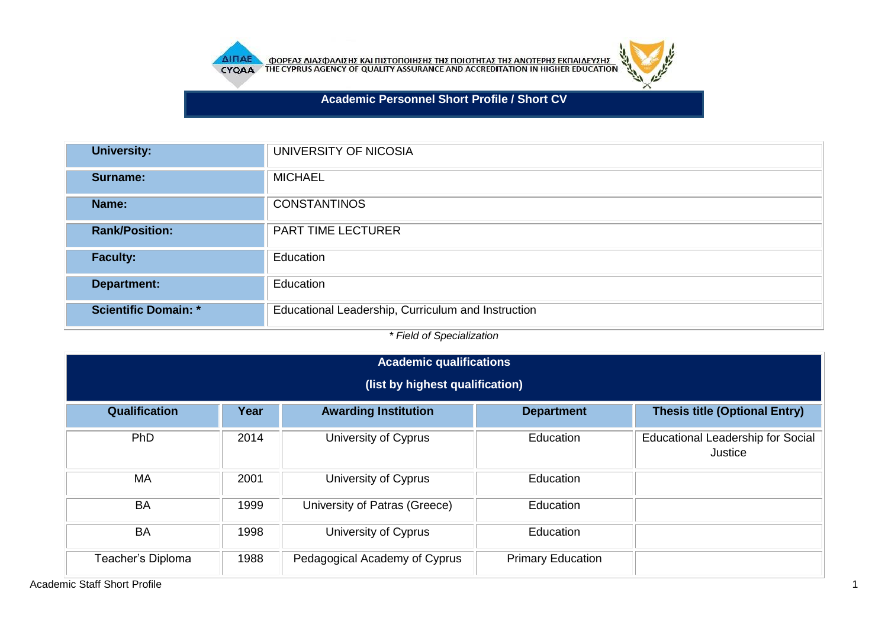ΦΟΡΕΑΣ ΔΙΑΣΦΑΛΙΣΗΣ ΚΑΙ ΠΙΣΤΟΠΟΙΗΣΗΣ ΤΗΣ ΠΟΙΟΤΗΤΑΣ ΤΗΣ ΑΝΩΤΕΡΗΣ ΕΚΠΑΙΔΕΥΣΗΣ
THE CYPRUS AGENCY OF QUALITY ASSURANCE AND ACCREDITATION IN HIGHER EDUCATION

# Academic Personnel Short Profile / Short CV

| | |
|---|---|
| **University:** | UNIVERSITY OF NICOSIA |
| **Surname:** | MICHAEL |
| **Name:** | CONSTANTINOS |
| **Rank/Position:** | PART TIME LECTURER |
| **Faculty:** | Education |
| **Department:** | Education |
| **Scientific Domain: *** | Educational Leadership, Curriculum and Instruction |

*\* Field of Specialization*

## Academic qualifications (list by highest qualification)

| Qualification | Year | Awarding Institution | Department | Thesis title (Optional Entry) |
|---|---|---|---|---|
| PhD | 2014 | University of Cyprus | Education | Educational Leadership for Social Justice |
| MA | 2001 | University of Cyprus | Education | |
| BA | 1999 | University of Patras (Greece) | Education | |
| BA | 1998 | University of Cyprus | Education | |
| Teacher's Diploma | 1988 | Pedagogical Academy of Cyprus | Primary Education | |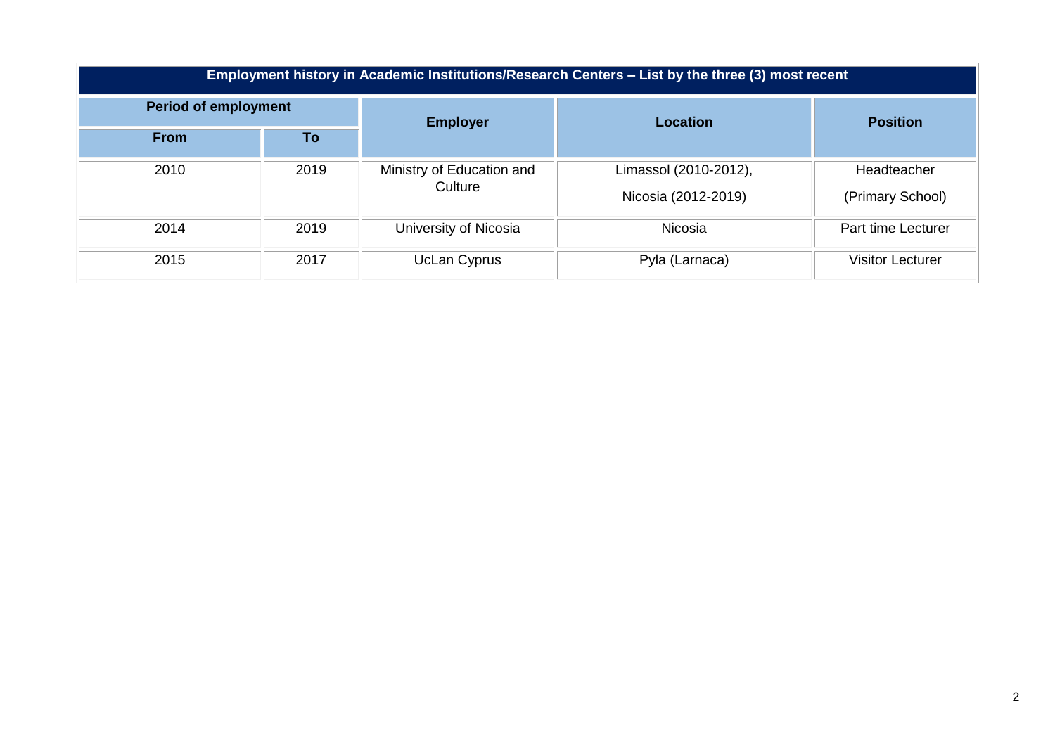| Employment history in Academic Institutions/Research Centers – List by the three (3) most recent | | | | |
|---|---|---|---|---|
| **Period of employment** | | **Employer** | **Location** | **Position** |
| **From** | **To** | | | |
| 2010 | 2019 | Ministry of Education and Culture | Limassol (2010-2012), Nicosia (2012-2019) | Headteacher (Primary School) |
| 2014 | 2019 | University of Nicosia | Nicosia | Part time Lecturer |
| 2015 | 2017 | UcLan Cyprus | Pyla (Larnaca) | Visitor Lecturer |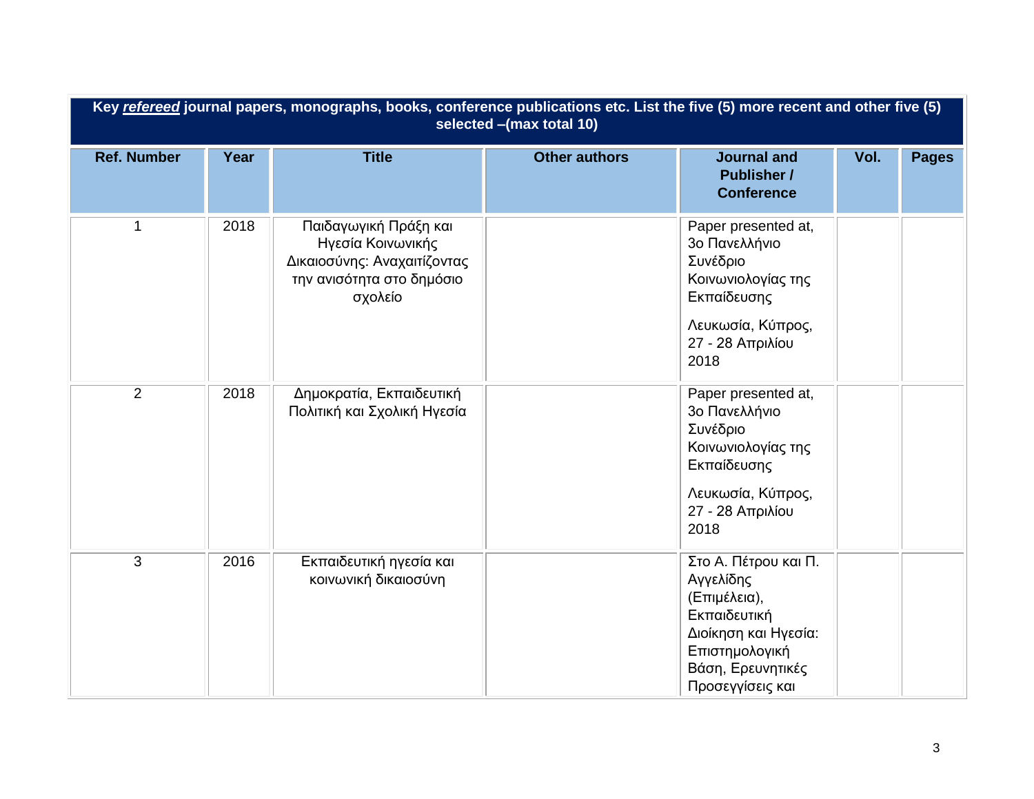| Key ***refereed*** journal papers, monographs, books, conference publications etc. List the five (5) more recent and other five (5) selected –(max total 10) | | | | | | |
|---|---|---|---|---|---|---|
| **Ref. Number** | **Year** | **Title** | **Other authors** | **Journal and Publisher / Conference** | **Vol.** | **Pages** |
| 1 | 2018 | Παιδαγωγική Πράξη και Ηγεσία Κοινωνικής Δικαιοσύνης: Αναχαιτίζοντας την ανισότητα στο δημόσιο σχολείο | | Paper presented at, 3ο Πανελλήνιο Συνέδριο Κοινωνιολογίας της Εκπαίδευσης Λευκωσία, Κύπρος, 27 - 28 Απριλίου 2018 | | |
| 2 | 2018 | Δημοκρατία, Εκπαιδευτική Πολιτική και Σχολική Ηγεσία | | Paper presented at, 3ο Πανελλήνιο Συνέδριο Κοινωνιολογίας της Εκπαίδευσης Λευκωσία, Κύπρος, 27 - 28 Απριλίου 2018 | | |
| 3 | 2016 | Εκπαιδευτική ηγεσία και κοινωνική δικαιοσύνη | | Στο Α. Πέτρου και Π. Αγγελίδης (Επιμέλεια), Εκπαιδευτική Διοίκηση και Ηγεσία: Επιστημολογική Βάση, Ερευνητικές Προσεγγίσεις και | | |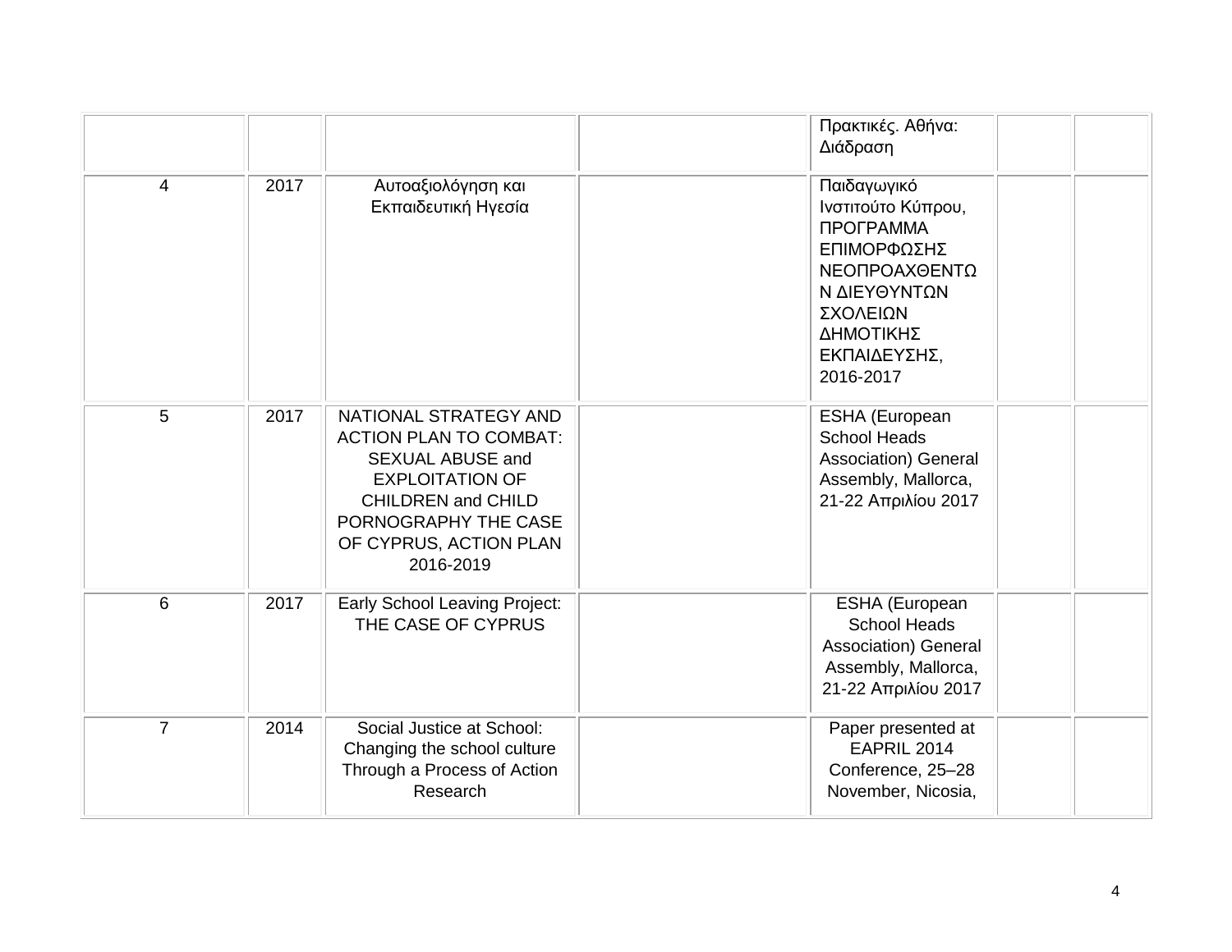| | | | | | | |
|---|---|---|---|---|---|---|
| | | | | Πρακτικές. Αθήνα: Διάδραση | | |
| 4 | 2017 | Αυτοαξιολόγηση και Εκπαιδευτική Ηγεσία | | Παιδαγωγικό Ινστιτούτο Κύπρου, ΠΡΟΓΡΑΜΜΑ ΕΠΙΜΟΡΦΩΣΗΣ ΝΕΟΠΡΟΑΧΘΕΝΤΩΝ ΔΙΕΥΘΥΝΤΩΝ ΣΧΟΛΕΙΩΝ ΔΗΜΟΤΙΚΗΣ ΕΚΠΑΙΔΕΥΣΗΣ, 2016-2017 | | |
| 5 | 2017 | NATIONAL STRATEGY AND ACTION PLAN TO COMBAT: SEXUAL ABUSE and EXPLOITATION OF CHILDREN and CHILD PORNOGRAPHY THE CASE OF CYPRUS, ACTION PLAN 2016-2019 | | ESHA (European School Heads Association) General Assembly, Mallorca, 21-22 Απριλίου 2017 | | |
| 6 | 2017 | Early School Leaving Project: THE CASE OF CYPRUS | | ESHA (European School Heads Association) General Assembly, Mallorca, 21-22 Απριλίου 2017 | | |
| 7 | 2014 | Social Justice at School: Changing the school culture Through a Process of Action Research | | Paper presented at EAPRIL 2014 Conference, 25–28 November, Nicosia, | | |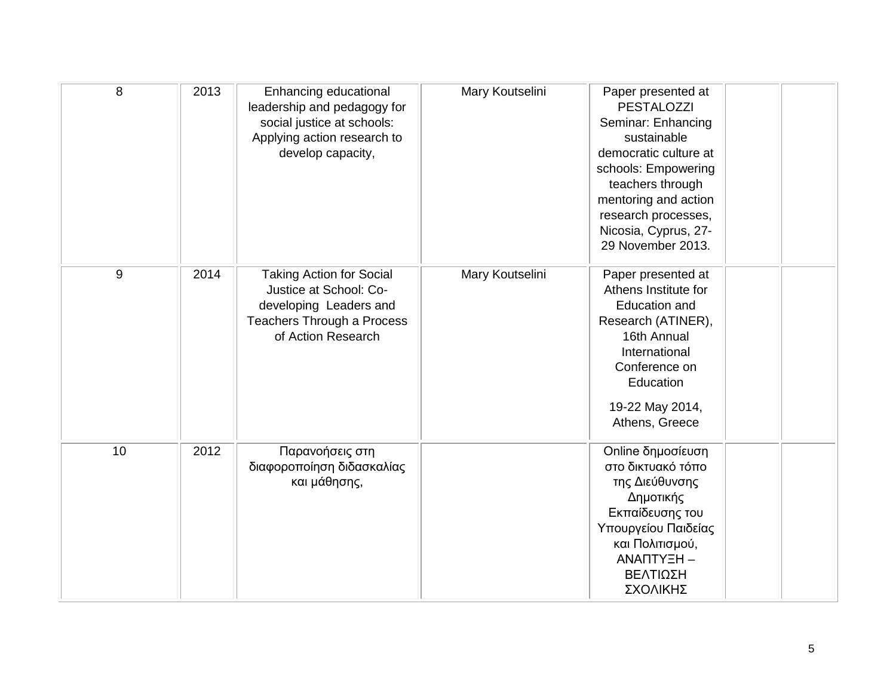| 8 | 2013 | Enhancing educational leadership and pedagogy for social justice at schools: Applying action research to develop capacity, | Mary Koutselini | Paper presented at PESTALOZZI Seminar: Enhancing sustainable democratic culture at schools: Empowering teachers through mentoring and action research processes, Nicosia, Cyprus, 27-29 November 2013. | | |
|---|---|---|---|---|---|---|
| 9 | 2014 | Taking Action for Social Justice at School: Co-developing Leaders and Teachers Through a Process of Action Research | Mary Koutselini | Paper presented at Athens Institute for Education and Research (ATINER), 16th Annual International Conference on Education<br><br>19-22 May 2014, Athens, Greece | | |
| 10 | 2012 | Παρανοήσεις στη διαφοροποίηση διδασκαλίας και μάθησης, | | Online δημοσίευση στο δικτυακό τόπο της Διεύθυνσης Δημοτικής Εκπαίδευσης του Υπουργείου Παιδείας και Πολιτισμού, ΑΝΑΠΤΥΞΗ – ΒΕΛΤΙΩΣΗ ΣΧΟΛΙΚΗΣ | | |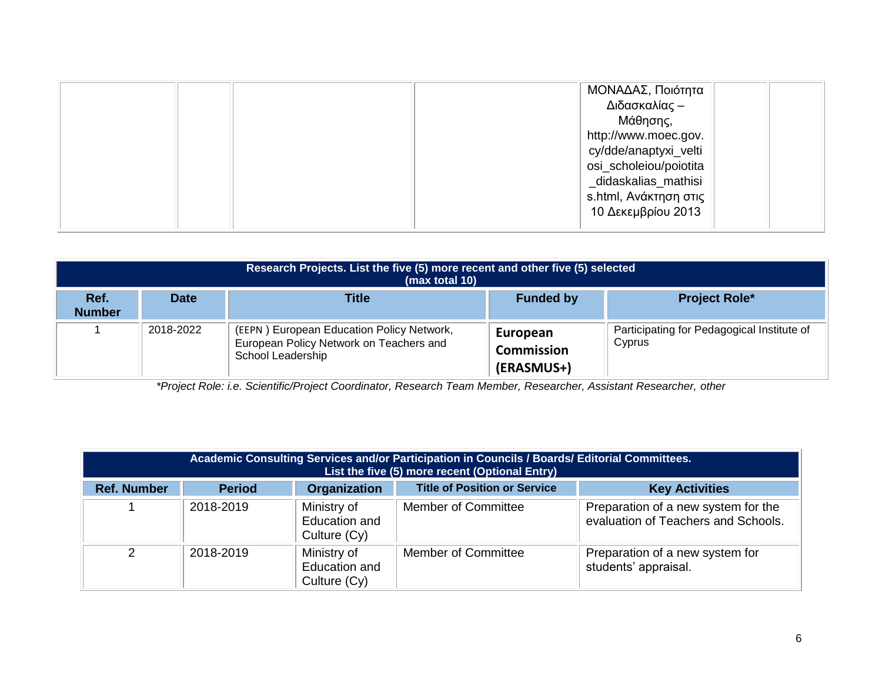| | | | | ΜΟΝΑΔΑΣ, Ποιότητα Διδασκαλίας – Μάθησης, http://www.moec.gov.cy/dde/anaptyxi_veltiosi_scholeiou/poiotita_didaskalias_mathisis.html, Ανάκτηση στις 10 Δεκεμβρίου 2013 | | |
|---|---|---|---|---|---|---|

| **Research Projects. List the five (5) more recent and other five (5) selected (max total 10)** | | | | |
|---|---|---|---|---|
| **Ref. Number** | **Date** | **Title** | **Funded by** | **Project Role*** |
| 1 | 2018-2022 | (EEPN ) European Education Policy Network, European Policy Network on Teachers and School Leadership | **European Commission (ERASMUS+)** | Participating for Pedagogical Institute of Cyprus |

*\*Project Role: i.e. Scientific/Project Coordinator, Research Team Member, Researcher, Assistant Researcher, other*

| **Academic Consulting Services and/or Participation in Councils / Boards/ Editorial Committees. List the five (5) more recent (Optional Entry)** | | | | |
|---|---|---|---|---|
| **Ref. Number** | **Period** | **Organization** | **Title of Position or Service** | **Key Activities** |
| 1 | 2018-2019 | Ministry of Education and Culture (Cy) | Member of Committee | Preparation of a new system for the evaluation of Teachers and Schools. |
| 2 | 2018-2019 | Ministry of Education and Culture (Cy) | Member of Committee | Preparation of a new system for students' appraisal. |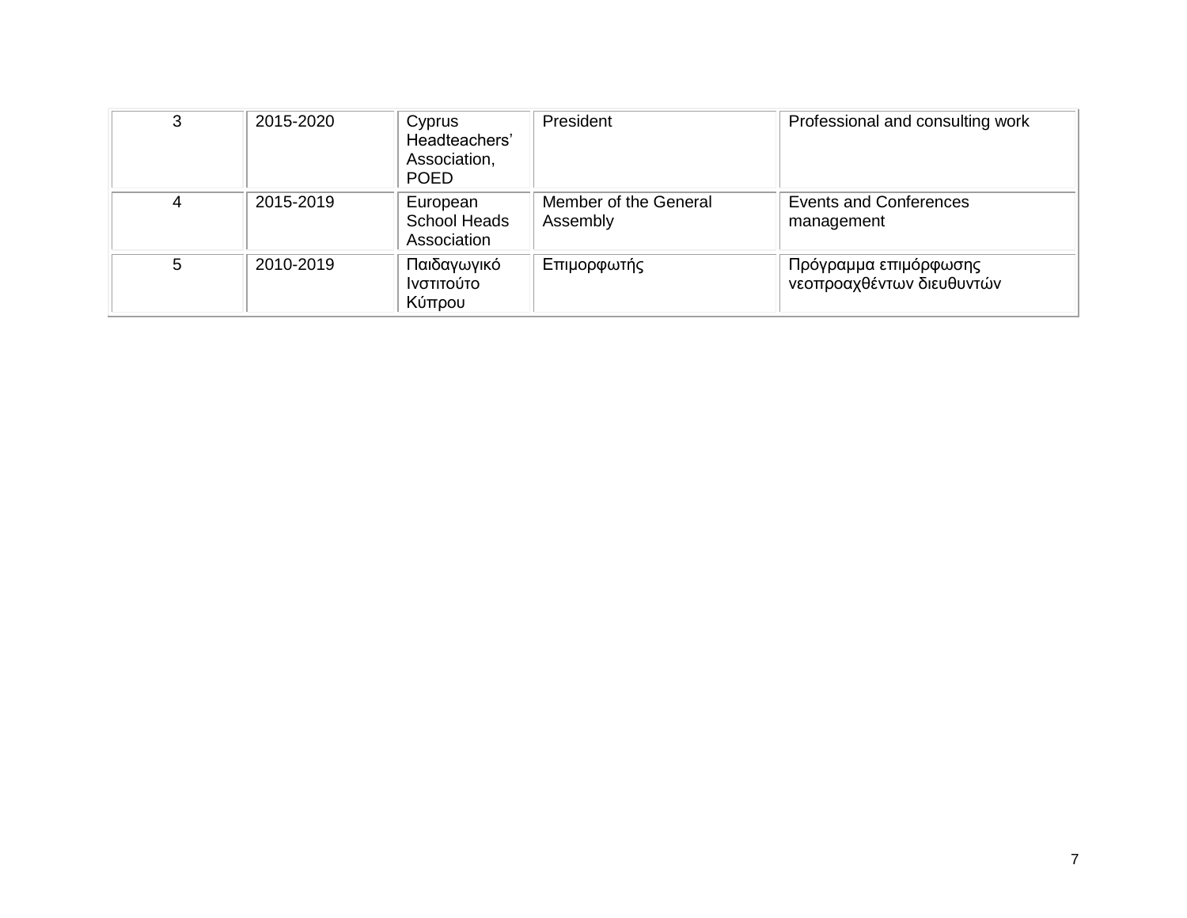| | | | | |
|---|---|---|---|---|
| 3 | 2015-2020 | Cyprus Headteachers' Association, POED | President | Professional and consulting work |
| 4 | 2015-2019 | European School Heads Association | Member of the General Assembly | Events and Conferences management |
| 5 | 2010-2019 | Παιδαγωγικό Ινστιτούτο Κύπρου | Επιμορφωτής | Πρόγραμμα επιμόρφωσης νεοπροαχθέντων διευθυντών |